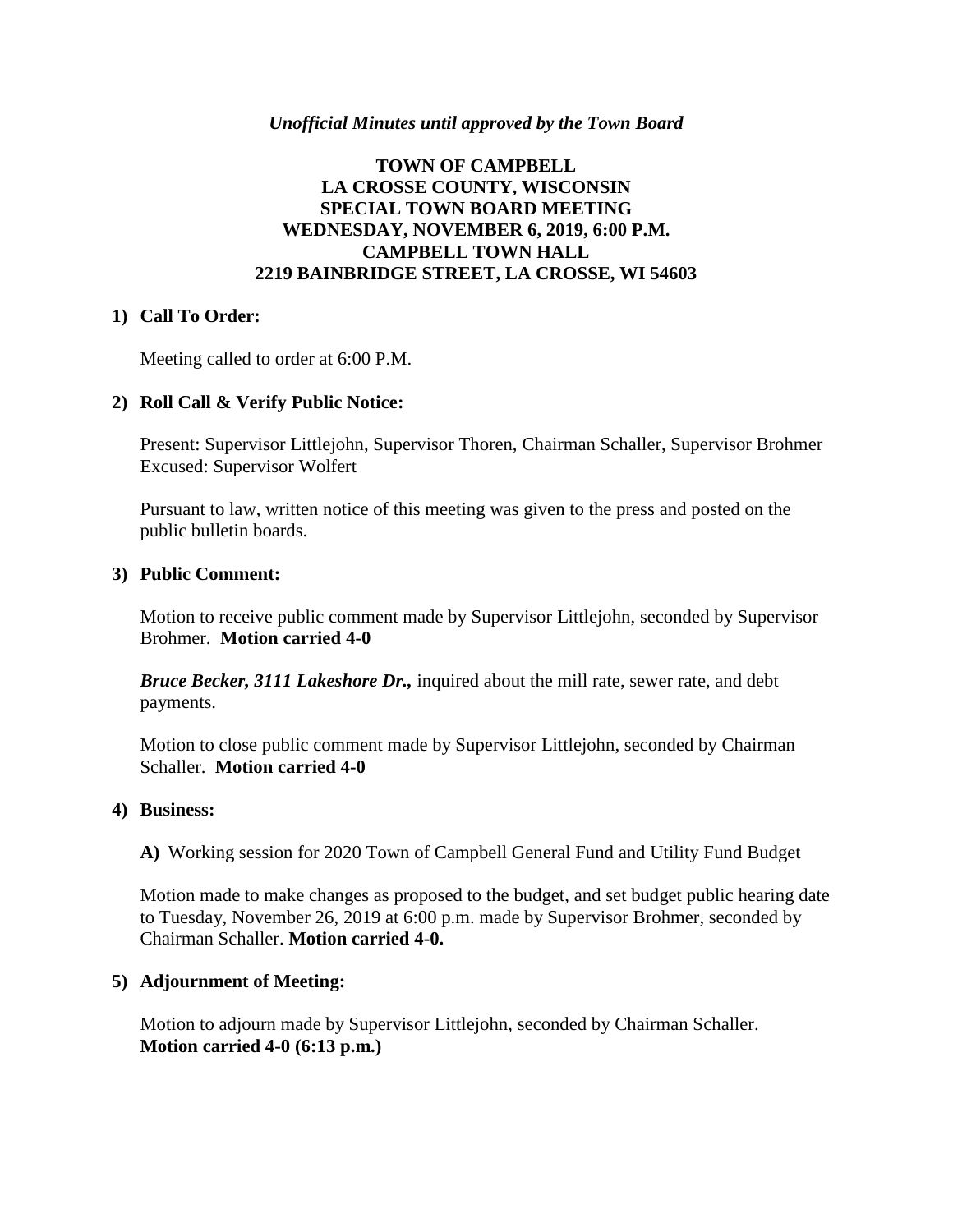*Unofficial Minutes until approved by the Town Board*

# TOWN OF CAMPBELL
# LA CROSSE COUNTY, WISCONSIN
# SPECIAL TOWN BOARD MEETING
# WEDNESDAY, NOVEMBER 6, 2019, 6:00 P.M.
# CAMPBELL TOWN HALL
# 2219 BAINBRIDGE STREET, LA CROSSE, WI 54603

**1) Call To Order:**

Meeting called to order at 6:00 P.M.

**2) Roll Call & Verify Public Notice:**

Present: Supervisor Littlejohn, Supervisor Thoren, Chairman Schaller, Supervisor Brohmer
Excused: Supervisor Wolfert

Pursuant to law, written notice of this meeting was given to the press and posted on the public bulletin boards.

**3) Public Comment:**

Motion to receive public comment made by Supervisor Littlejohn, seconded by Supervisor Brohmer. **Motion carried 4-0**

***Bruce Becker, 3111 Lakeshore Dr.,*** inquired about the mill rate, sewer rate, and debt payments.

Motion to close public comment made by Supervisor Littlejohn, seconded by Chairman Schaller. **Motion carried 4-0**

**4) Business:**

**A)** Working session for 2020 Town of Campbell General Fund and Utility Fund Budget

Motion made to make changes as proposed to the budget, and set budget public hearing date to Tuesday, November 26, 2019 at 6:00 p.m. made by Supervisor Brohmer, seconded by Chairman Schaller. **Motion carried 4-0.**

**5) Adjournment of Meeting:**

Motion to adjourn made by Supervisor Littlejohn, seconded by Chairman Schaller.
**Motion carried 4-0 (6:13 p.m.)**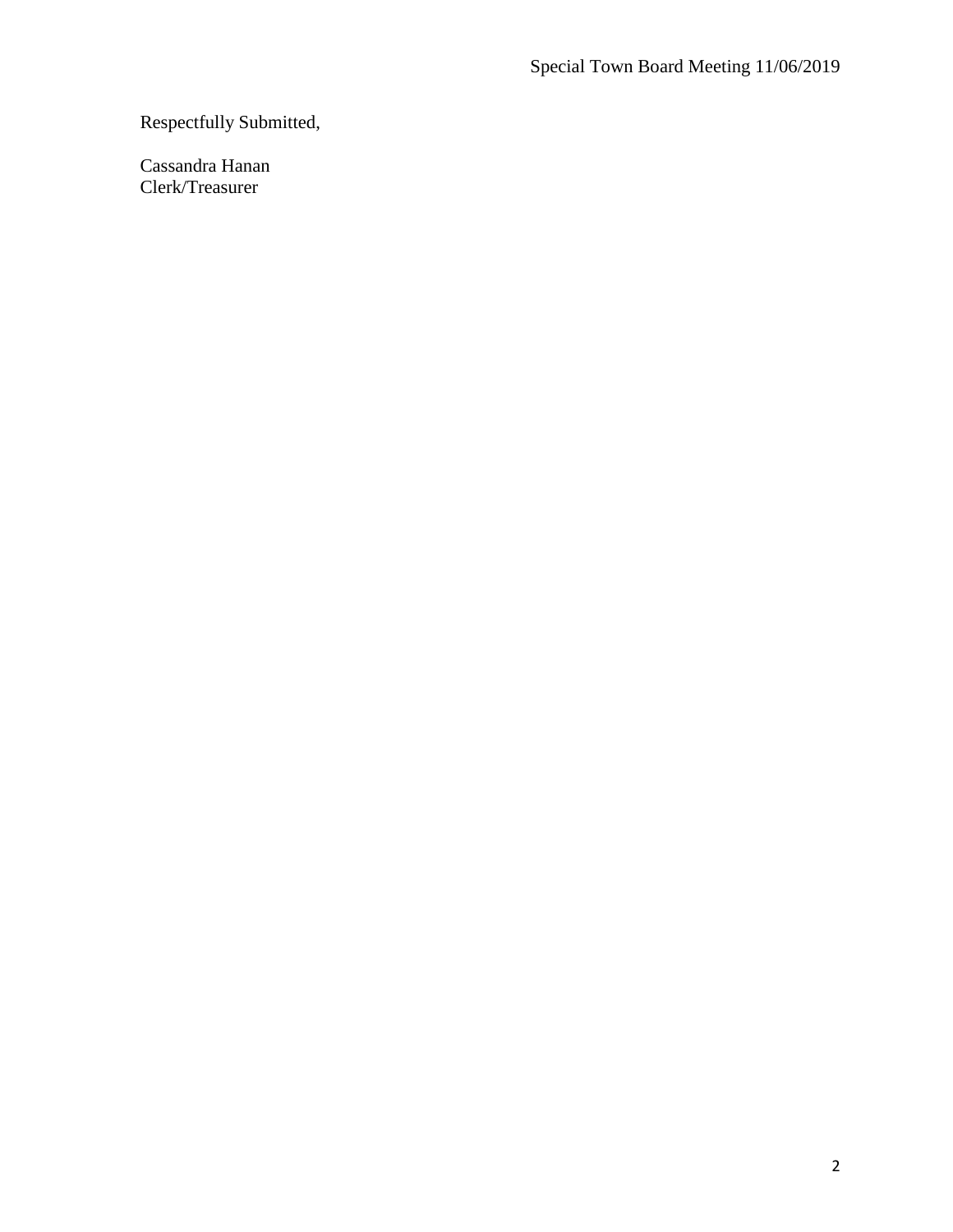Respectfully Submitted,

Cassandra Hanan
Clerk/Treasurer